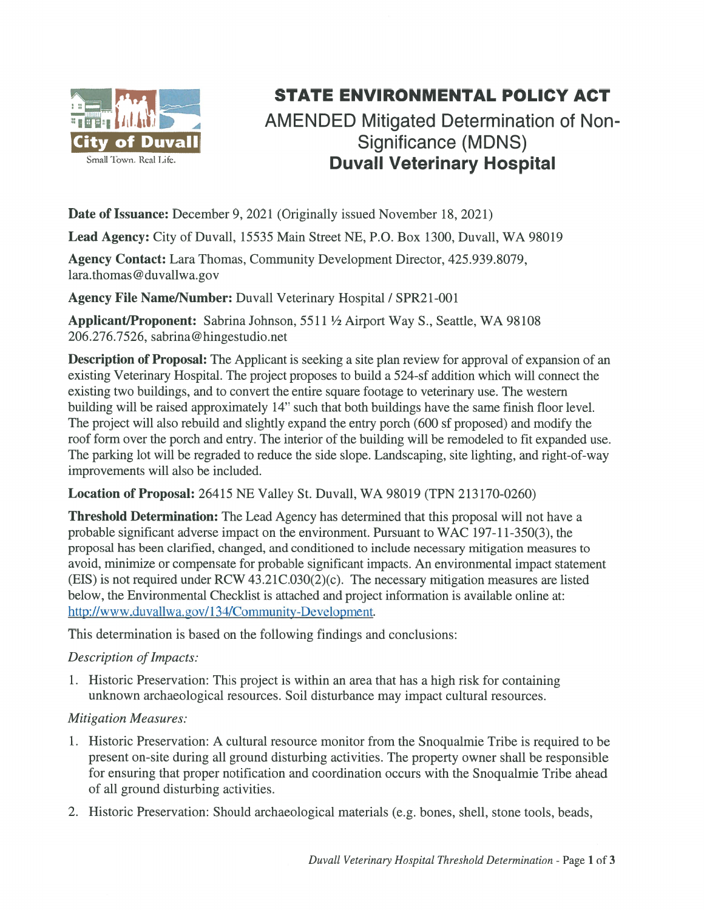City of Duvall

Small Town. Real Life.

# STATE ENVIRONMENTAL POLICY ACT

## AMENDED Mitigated Determination of Non-Significance (MDNS)

## Duvall Veterinary Hospital

**Date of Issuance:** December 9, 2021 (Originally issued November 18, 2021)

**Lead Agency:** City of Duvall, 15535 Main Street NE, P.O. Box 1300, Duvall, WA 98019

**Agency Contact:** Lara Thomas, Community Development Director, 425.939.8079, lara.thomas@duvallwa.gov

**Agency File Name/Number:** Duvall Veterinary Hospital / SPR21-001

**Applicant/Proponent:** Sabrina Johnson, 5511 ½ Airport Way S., Seattle, WA 98108 206.276.7526, sabrina@hingestudio.net

**Description of Proposal:** The Applicant is seeking a site plan review for approval of expansion of an existing Veterinary Hospital. The project proposes to build a 524-sf addition which will connect the existing two buildings, and to convert the entire square footage to veterinary use. The western building will be raised approximately 14" such that both buildings have the same finish floor level. The project will also rebuild and slightly expand the entry porch (600 sf proposed) and modify the roof form over the porch and entry. The interior of the building will be remodeled to fit expanded use. The parking lot will be regraded to reduce the side slope. Landscaping, site lighting, and right-of-way improvements will also be included.

**Location of Proposal:** 26415 NE Valley St. Duvall, WA 98019 (TPN 213170-0260)

**Threshold Determination:** The Lead Agency has determined that this proposal will not have a probable significant adverse impact on the environment. Pursuant to WAC 197-11-350(3), the proposal has been clarified, changed, and conditioned to include necessary mitigation measures to avoid, minimize or compensate for probable significant impacts. An environmental impact statement (EIS) is not required under RCW 43.21C.030(2)(c). The necessary mitigation measures are listed below, the Environmental Checklist is attached and project information is available online at: [http://www.duvallwa.gov/134/Community-Development](http://www.duvallwa.gov/134/Community-Development).

This determination is based on the following findings and conclusions:

*Description of Impacts:*

1. Historic Preservation: This project is within an area that has a high risk for containing unknown archaeological resources. Soil disturbance may impact cultural resources.

*Mitigation Measures:*

1. Historic Preservation: A cultural resource monitor from the Snoqualmie Tribe is required to be present on-site during all ground disturbing activities. The property owner shall be responsible for ensuring that proper notification and coordination occurs with the Snoqualmie Tribe ahead of all ground disturbing activities.
2. Historic Preservation: Should archaeological materials (e.g. bones, shell, stone tools, beads,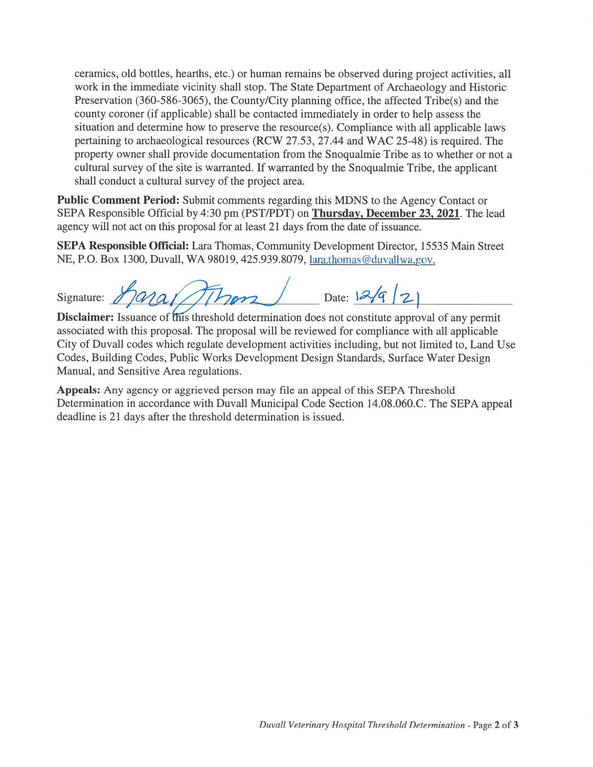ceramics, old bottles, hearths, etc.) or human remains be observed during project activities, all work in the immediate vicinity shall stop. The State Department of Archaeology and Historic Preservation (360-586-3065), the County/City planning office, the affected Tribe(s) and the county coroner (if applicable) shall be contacted immediately in order to help assess the situation and determine how to preserve the resource(s). Compliance with all applicable laws pertaining to archaeological resources (RCW 27.53, 27.44 and WAC 25-48) is required. The property owner shall provide documentation from the Snoqualmie Tribe as to whether or not a cultural survey of the site is warranted. If warranted by the Snoqualmie Tribe, the applicant shall conduct a cultural survey of the project area.

**Public Comment Period:** Submit comments regarding this MDNS to the Agency Contact or SEPA Responsible Official by 4:30 pm (PST/PDT) on **Thursday, December 23, 2021**. The lead agency will not act on this proposal for at least 21 days from the date of issuance.

**SEPA Responsible Official:** Lara Thomas, Community Development Director, 15535 Main Street NE, P.O. Box 1300, Duvall, WA 98019, 425.939.8079, lara.thomas@duvallwa.gov.

Signature: Lara Thomas Date: 12/9/21

**Disclaimer:** Issuance of this threshold determination does not constitute approval of any permit associated with this proposal. The proposal will be reviewed for compliance with all applicable City of Duvall codes which regulate development activities including, but not limited to, Land Use Codes, Building Codes, Public Works Development Design Standards, Surface Water Design Manual, and Sensitive Area regulations.

**Appeals:** Any agency or aggrieved person may file an appeal of this SEPA Threshold Determination in accordance with Duvall Municipal Code Section 14.08.060.C. The SEPA appeal deadline is 21 days after the threshold determination is issued.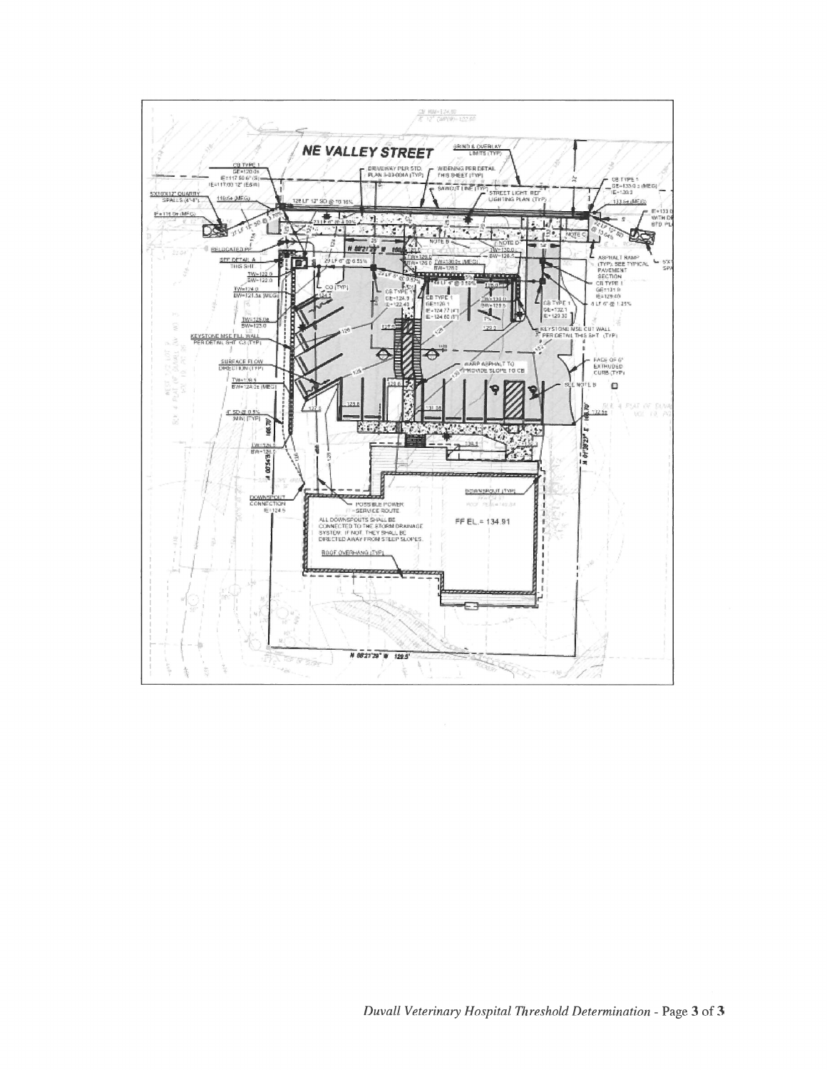NE VALLEY STREET

GRIND & OVERLAY LIMITS (TYP)

DRIVEWAY PER STD. PLAN 3-03-004A (TYP)

WIDENING PER DETAIL THIS SHEET (TYP)

SAWCUT LINE (TYP)

STREET LIGHT REF LIGHTING PLAN (TYP)

CB TYPE 1

5'X10'X12" QUARRY SPALLS (4"-8")

SEE DETAIL A THIS SHT

KEYSTONE MSE FILL WALL PER DETAIL SHT C3 (TYP)

SURFACE FLOW DIRECTION (TYP)

4" SD @ 0.5% MIN (TYP)

DOWNSPOUT CONNECTION

IE=124.5

POSSIBLE POWER SERVICE ROUTE

ALL DOWNSPOUTS SHALL BE CONNECTED TO THE STORM DRAINAGE SYSTEM. IF NOT, THEY SHALL BE DIRECTED AWAY FROM STEEP SLOPES.

ROOF OVERHANG (TYP)

DOWNSPOUT (TYP)

FF EL.= 134.91

NOTE B

NOTE C

NOTE D

ASPHALT RAMP (TYP) SEE TYPICAL PAVEMENT SECTION

KEYSTONE MSE CUT WALL PER DETAIL THIS SHT (TYP)

WARP ASPHALT TO PROVIDE SLOPE TO CB

FACE OF 6" EXTRUDED CURB (TYP)

SEE NOTE B

N 88°21'29" W 129.5'